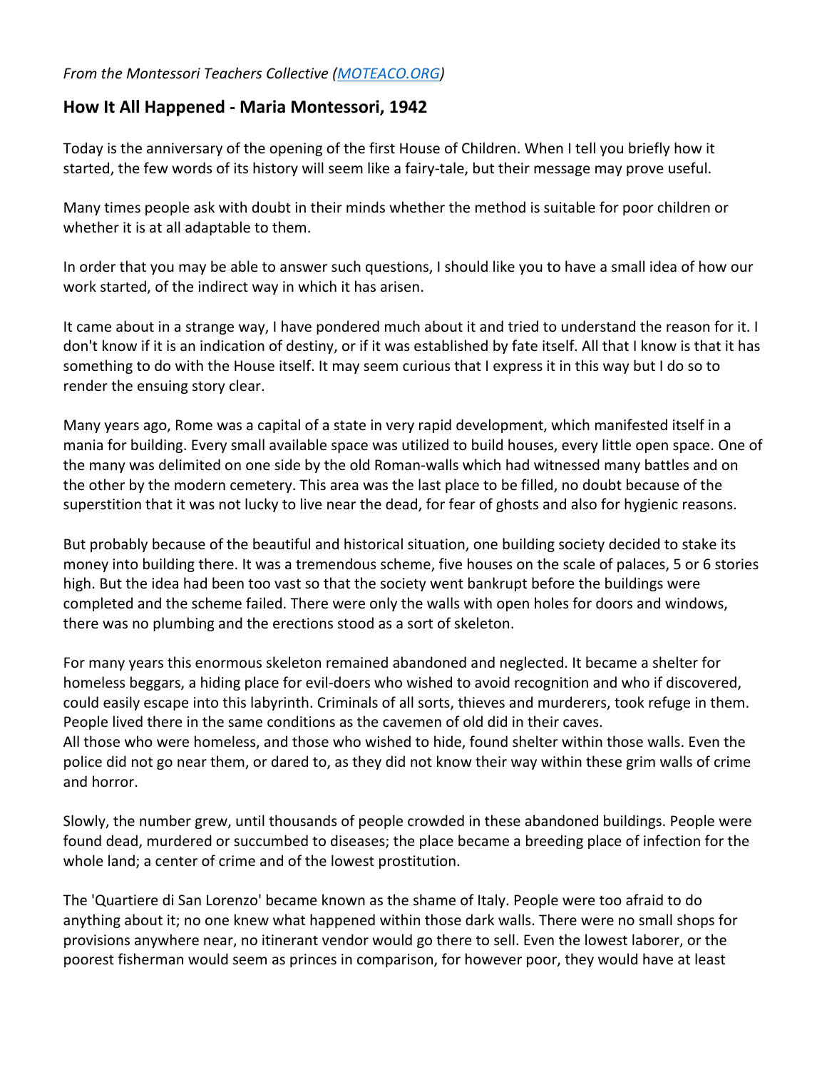*From the Montessori Teachers Collective ([MOTEACO.ORG](http://MOTEACO.ORG))*

## How It All Happened - Maria Montessori, 1942

Today is the anniversary of the opening of the first House of Children. When I tell you briefly how it started, the few words of its history will seem like a fairy-tale, but their message may prove useful.

Many times people ask with doubt in their minds whether the method is suitable for poor children or whether it is at all adaptable to them.

In order that you may be able to answer such questions, I should like you to have a small idea of how our work started, of the indirect way in which it has arisen.

It came about in a strange way, I have pondered much about it and tried to understand the reason for it. I don't know if it is an indication of destiny, or if it was established by fate itself. All that I know is that it has something to do with the House itself. It may seem curious that I express it in this way but I do so to render the ensuing story clear.

Many years ago, Rome was a capital of a state in very rapid development, which manifested itself in a mania for building. Every small available space was utilized to build houses, every little open space. One of the many was delimited on one side by the old Roman-walls which had witnessed many battles and on the other by the modern cemetery. This area was the last place to be filled, no doubt because of the superstition that it was not lucky to live near the dead, for fear of ghosts and also for hygienic reasons.

But probably because of the beautiful and historical situation, one building society decided to stake its money into building there. It was a tremendous scheme, five houses on the scale of palaces, 5 or 6 stories high. But the idea had been too vast so that the society went bankrupt before the buildings were completed and the scheme failed. There were only the walls with open holes for doors and windows, there was no plumbing and the erections stood as a sort of skeleton.

For many years this enormous skeleton remained abandoned and neglected. It became a shelter for homeless beggars, a hiding place for evil-doers who wished to avoid recognition and who if discovered, could easily escape into this labyrinth. Criminals of all sorts, thieves and murderers, took refuge in them. People lived there in the same conditions as the cavemen of old did in their caves.
All those who were homeless, and those who wished to hide, found shelter within those walls. Even the police did not go near them, or dared to, as they did not know their way within these grim walls of crime and horror.

Slowly, the number grew, until thousands of people crowded in these abandoned buildings. People were found dead, murdered or succumbed to diseases; the place became a breeding place of infection for the whole land; a center of crime and of the lowest prostitution.

The 'Quartiere di San Lorenzo' became known as the shame of Italy. People were too afraid to do anything about it; no one knew what happened within those dark walls. There were no small shops for provisions anywhere near, no itinerant vendor would go there to sell. Even the lowest laborer, or the poorest fisherman would seem as princes in comparison, for however poor, they would have at least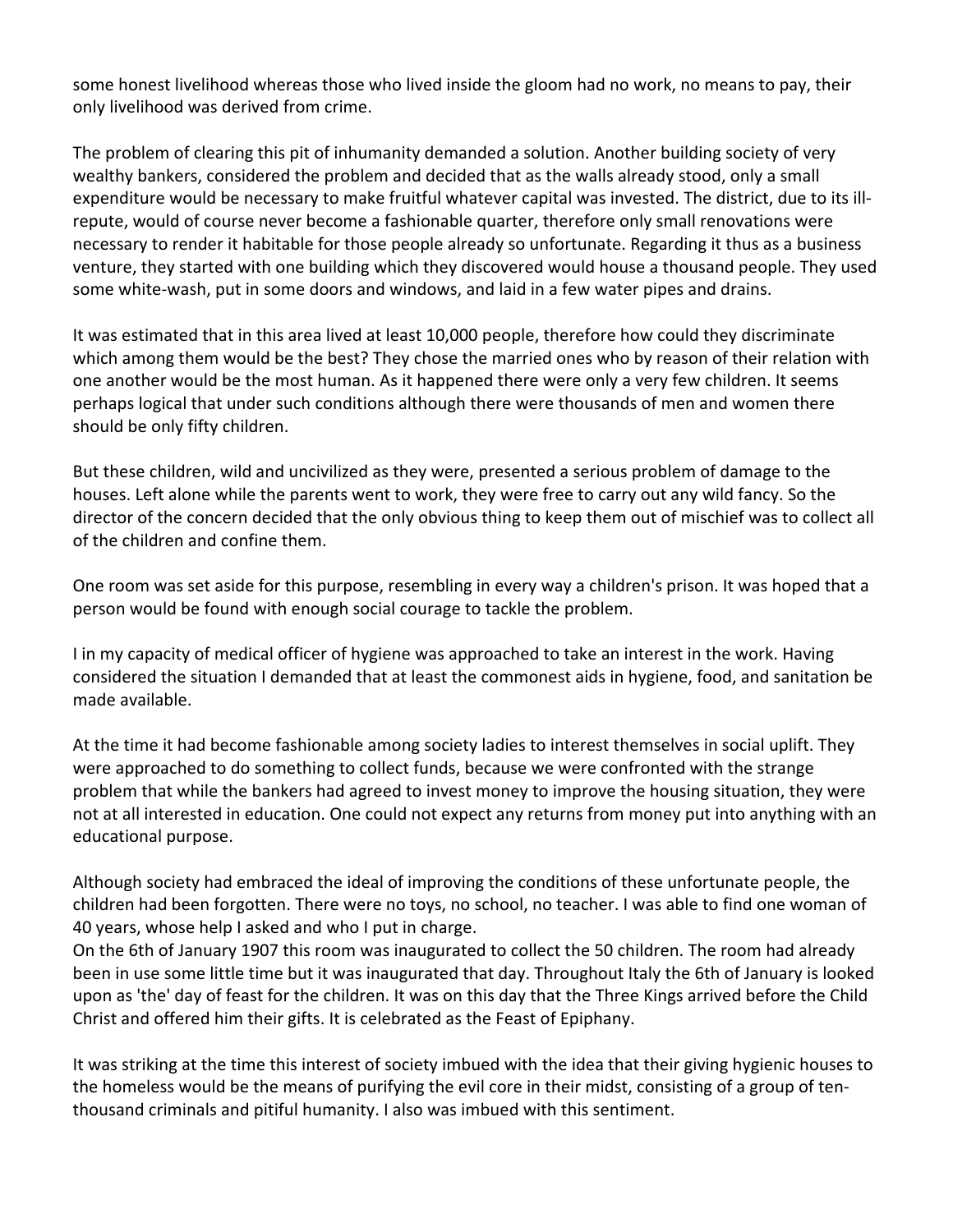some honest livelihood whereas those who lived inside the gloom had no work, no means to pay, their only livelihood was derived from crime.

The problem of clearing this pit of inhumanity demanded a solution. Another building society of very wealthy bankers, considered the problem and decided that as the walls already stood, only a small expenditure would be necessary to make fruitful whatever capital was invested. The district, due to its ill-repute, would of course never become a fashionable quarter, therefore only small renovations were necessary to render it habitable for those people already so unfortunate. Regarding it thus as a business venture, they started with one building which they discovered would house a thousand people. They used some white-wash, put in some doors and windows, and laid in a few water pipes and drains.

It was estimated that in this area lived at least 10,000 people, therefore how could they discriminate which among them would be the best? They chose the married ones who by reason of their relation with one another would be the most human. As it happened there were only a very few children. It seems perhaps logical that under such conditions although there were thousands of men and women there should be only fifty children.

But these children, wild and uncivilized as they were, presented a serious problem of damage to the houses. Left alone while the parents went to work, they were free to carry out any wild fancy. So the director of the concern decided that the only obvious thing to keep them out of mischief was to collect all of the children and confine them.

One room was set aside for this purpose, resembling in every way a children's prison. It was hoped that a person would be found with enough social courage to tackle the problem.

I in my capacity of medical officer of hygiene was approached to take an interest in the work. Having considered the situation I demanded that at least the commonest aids in hygiene, food, and sanitation be made available.

At the time it had become fashionable among society ladies to interest themselves in social uplift. They were approached to do something to collect funds, because we were confronted with the strange problem that while the bankers had agreed to invest money to improve the housing situation, they were not at all interested in education. One could not expect any returns from money put into anything with an educational purpose.

Although society had embraced the ideal of improving the conditions of these unfortunate people, the children had been forgotten. There were no toys, no school, no teacher. I was able to find one woman of 40 years, whose help I asked and who I put in charge.
On the 6th of January 1907 this room was inaugurated to collect the 50 children. The room had already been in use some little time but it was inaugurated that day. Throughout Italy the 6th of January is looked upon as 'the' day of feast for the children. It was on this day that the Three Kings arrived before the Child Christ and offered him their gifts. It is celebrated as the Feast of Epiphany.

It was striking at the time this interest of society imbued with the idea that their giving hygienic houses to the homeless would be the means of purifying the evil core in their midst, consisting of a group of ten-thousand criminals and pitiful humanity. I also was imbued with this sentiment.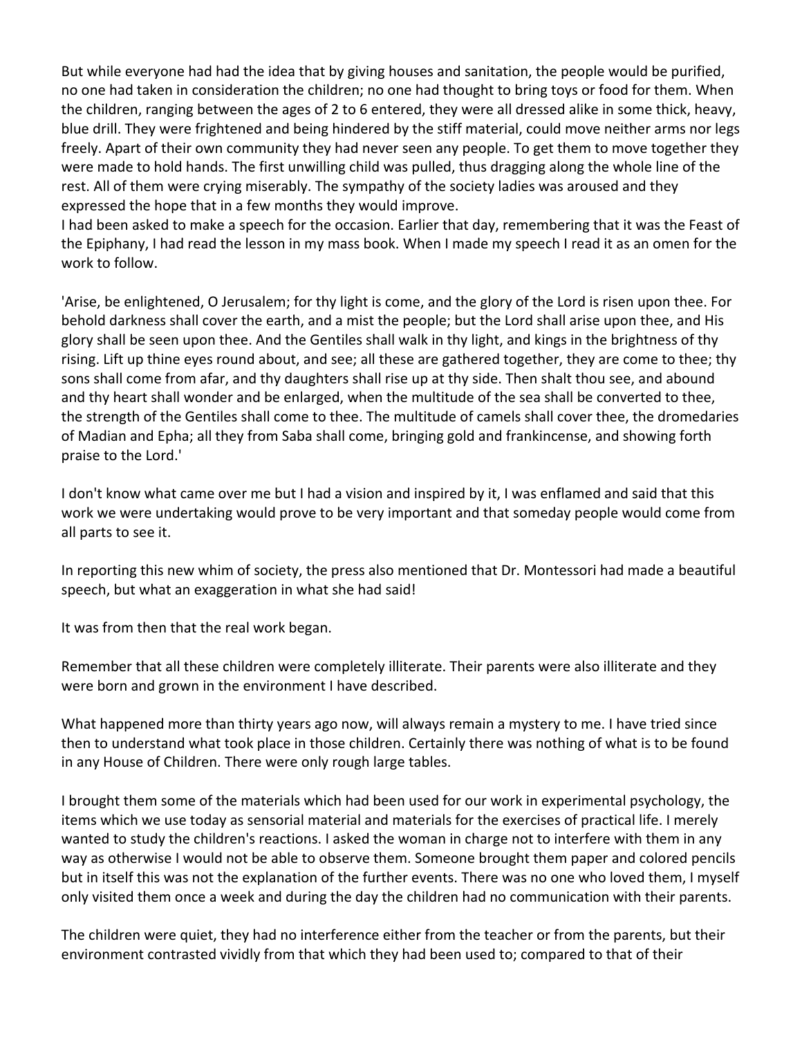But while everyone had had the idea that by giving houses and sanitation, the people would be purified, no one had taken in consideration the children; no one had thought to bring toys or food for them. When the children, ranging between the ages of 2 to 6 entered, they were all dressed alike in some thick, heavy, blue drill. They were frightened and being hindered by the stiff material, could move neither arms nor legs freely. Apart of their own community they had never seen any people. To get them to move together they were made to hold hands. The first unwilling child was pulled, thus dragging along the whole line of the rest. All of them were crying miserably. The sympathy of the society ladies was aroused and they expressed the hope that in a few months they would improve.
I had been asked to make a speech for the occasion. Earlier that day, remembering that it was the Feast of the Epiphany, I had read the lesson in my mass book. When I made my speech I read it as an omen for the work to follow.

'Arise, be enlightened, O Jerusalem; for thy light is come, and the glory of the Lord is risen upon thee. For behold darkness shall cover the earth, and a mist the people; but the Lord shall arise upon thee, and His glory shall be seen upon thee. And the Gentiles shall walk in thy light, and kings in the brightness of thy rising. Lift up thine eyes round about, and see; all these are gathered together, they are come to thee; thy sons shall come from afar, and thy daughters shall rise up at thy side. Then shalt thou see, and abound and thy heart shall wonder and be enlarged, when the multitude of the sea shall be converted to thee, the strength of the Gentiles shall come to thee. The multitude of camels shall cover thee, the dromedaries of Madian and Epha; all they from Saba shall come, bringing gold and frankincense, and showing forth praise to the Lord.'

I don't know what came over me but I had a vision and inspired by it, I was enflamed and said that this work we were undertaking would prove to be very important and that someday people would come from all parts to see it.

In reporting this new whim of society, the press also mentioned that Dr. Montessori had made a beautiful speech, but what an exaggeration in what she had said!

It was from then that the real work began.

Remember that all these children were completely illiterate. Their parents were also illiterate and they were born and grown in the environment I have described.

What happened more than thirty years ago now, will always remain a mystery to me. I have tried since then to understand what took place in those children. Certainly there was nothing of what is to be found in any House of Children. There were only rough large tables.

I brought them some of the materials which had been used for our work in experimental psychology, the items which we use today as sensorial material and materials for the exercises of practical life. I merely wanted to study the children's reactions. I asked the woman in charge not to interfere with them in any way as otherwise I would not be able to observe them. Someone brought them paper and colored pencils but in itself this was not the explanation of the further events. There was no one who loved them, I myself only visited them once a week and during the day the children had no communication with their parents.

The children were quiet, they had no interference either from the teacher or from the parents, but their environment contrasted vividly from that which they had been used to; compared to that of their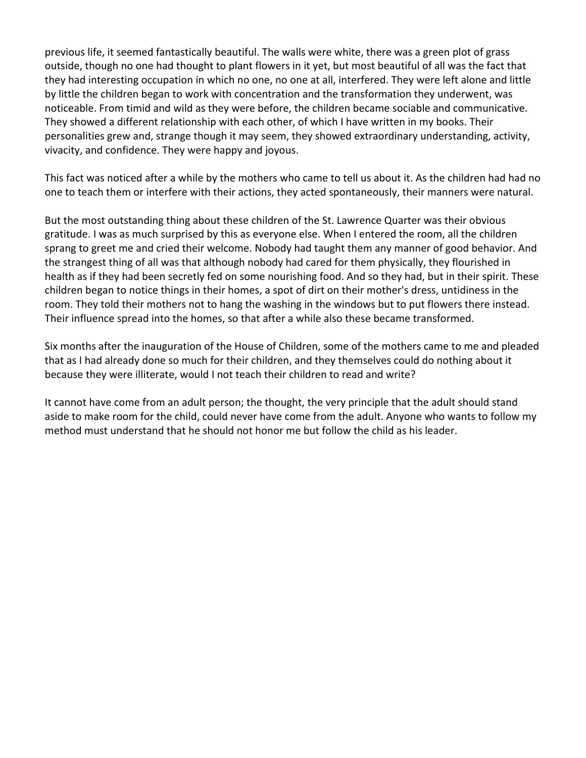previous life, it seemed fantastically beautiful. The walls were white, there was a green plot of grass outside, though no one had thought to plant flowers in it yet, but most beautiful of all was the fact that they had interesting occupation in which no one, no one at all, interfered. They were left alone and little by little the children began to work with concentration and the transformation they underwent, was noticeable. From timid and wild as they were before, the children became sociable and communicative. They showed a different relationship with each other, of which I have written in my books. Their personalities grew and, strange though it may seem, they showed extraordinary understanding, activity, vivacity, and confidence. They were happy and joyous.

This fact was noticed after a while by the mothers who came to tell us about it. As the children had had no one to teach them or interfere with their actions, they acted spontaneously, their manners were natural.

But the most outstanding thing about these children of the St. Lawrence Quarter was their obvious gratitude. I was as much surprised by this as everyone else. When I entered the room, all the children sprang to greet me and cried their welcome. Nobody had taught them any manner of good behavior. And the strangest thing of all was that although nobody had cared for them physically, they flourished in health as if they had been secretly fed on some nourishing food. And so they had, but in their spirit. These children began to notice things in their homes, a spot of dirt on their mother's dress, untidiness in the room. They told their mothers not to hang the washing in the windows but to put flowers there instead. Their influence spread into the homes, so that after a while also these became transformed.

Six months after the inauguration of the House of Children, some of the mothers came to me and pleaded that as I had already done so much for their children, and they themselves could do nothing about it because they were illiterate, would I not teach their children to read and write?

It cannot have come from an adult person; the thought, the very principle that the adult should stand aside to make room for the child, could never have come from the adult. Anyone who wants to follow my method must understand that he should not honor me but follow the child as his leader.